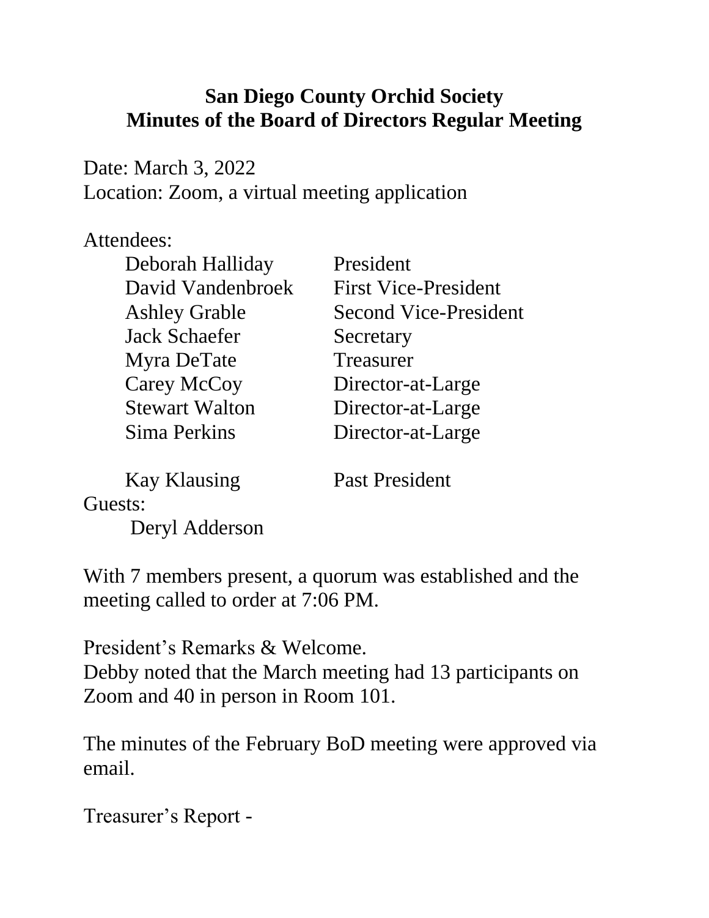# San Diego County Orchid Society
## Minutes of the Board of Directors Regular Meeting

Date: March 3, 2022
Location: Zoom, a virtual meeting application

Attendees:

| | |
|---|---|
| Deborah Halliday | President |
| David Vandenbroek | First Vice-President |
| Ashley Grable | Second Vice-President |
| Jack Schaefer | Secretary |
| Myra DeTate | Treasurer |
| Carey McCoy | Director-at-Large |
| Stewart Walton | Director-at-Large |
| Sima Perkins | Director-at-Large |
| | |
| Kay Klausing | Past President |

Guests:
Deryl Adderson

With 7 members present, a quorum was established and the meeting called to order at 7:06 PM.

President's Remarks & Welcome.
Debby noted that the March meeting had 13 participants on Zoom and 40 in person in Room 101.

The minutes of the February BoD meeting were approved via email.

Treasurer's Report -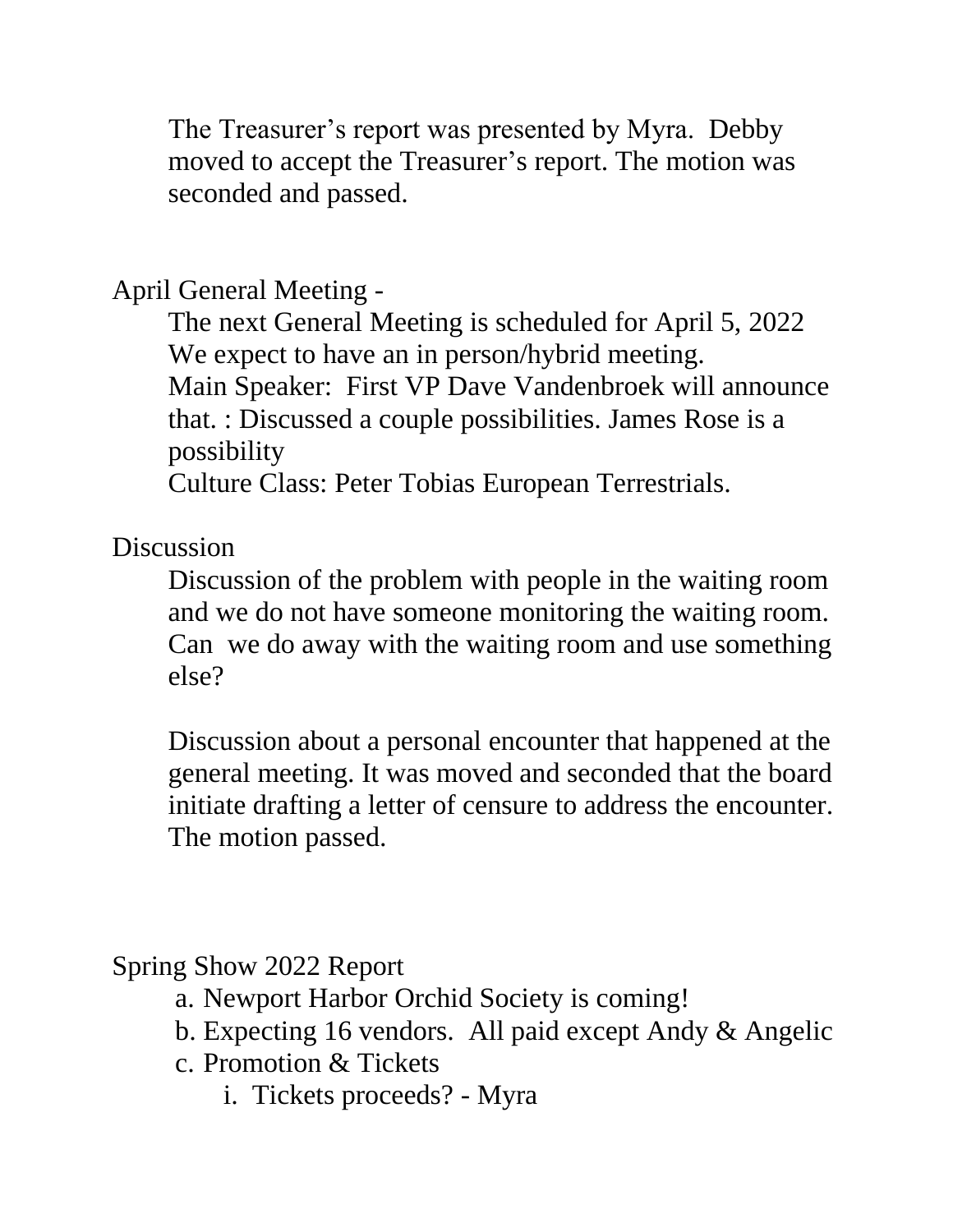The Treasurer's report was presented by Myra. Debby moved to accept the Treasurer's report. The motion was seconded and passed.

April General Meeting -

The next General Meeting is scheduled for April 5, 2022
We expect to have an in person/hybrid meeting.
Main Speaker: First VP Dave Vandenbroek will announce that. : Discussed a couple possibilities. James Rose is a possibility
Culture Class: Peter Tobias European Terrestrials.

Discussion

Discussion of the problem with people in the waiting room and we do not have someone monitoring the waiting room. Can we do away with the waiting room and use something else?

Discussion about a personal encounter that happened at the general meeting. It was moved and seconded that the board initiate drafting a letter of censure to address the encounter. The motion passed.

Spring Show 2022 Report

a. Newport Harbor Orchid Society is coming!
b. Expecting 16 vendors. All paid except Andy & Angelic
c. Promotion & Tickets
    i. Tickets proceeds? - Myra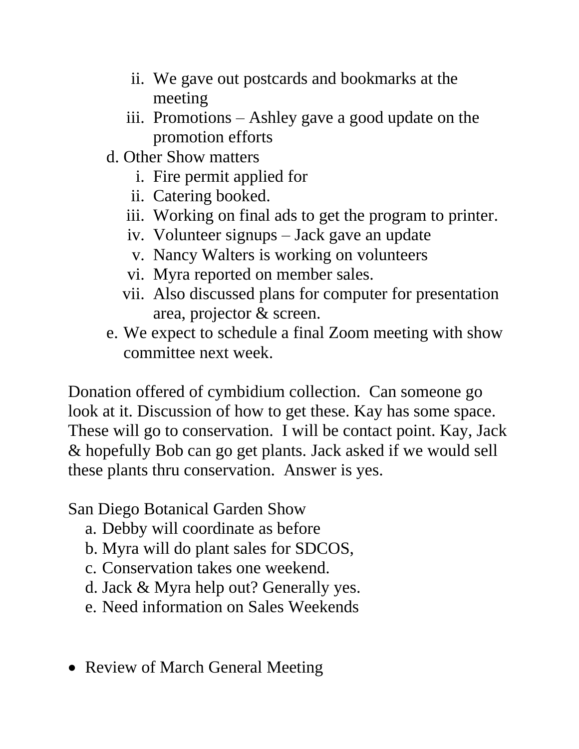ii. We gave out postcards and bookmarks at the meeting
   iii. Promotions – Ashley gave a good update on the promotion efforts

d. Other Show matters
   i. Fire permit applied for
   ii. Catering booked.
   iii. Working on final ads to get the program to printer.
   iv. Volunteer signups – Jack gave an update
   v. Nancy Walters is working on volunteers
   vi. Myra reported on member sales.
   vii. Also discussed plans for computer for presentation area, projector & screen.

e. We expect to schedule a final Zoom meeting with show committee next week.

Donation offered of cymbidium collection. Can someone go look at it. Discussion of how to get these. Kay has some space. These will go to conservation. I will be contact point. Kay, Jack & hopefully Bob can go get plants. Jack asked if we would sell these plants thru conservation. Answer is yes.

San Diego Botanical Garden Show

a. Debby will coordinate as before
b. Myra will do plant sales for SDCOS,
c. Conservation takes one weekend.
d. Jack & Myra help out? Generally yes.
e. Need information on Sales Weekends

- Review of March General Meeting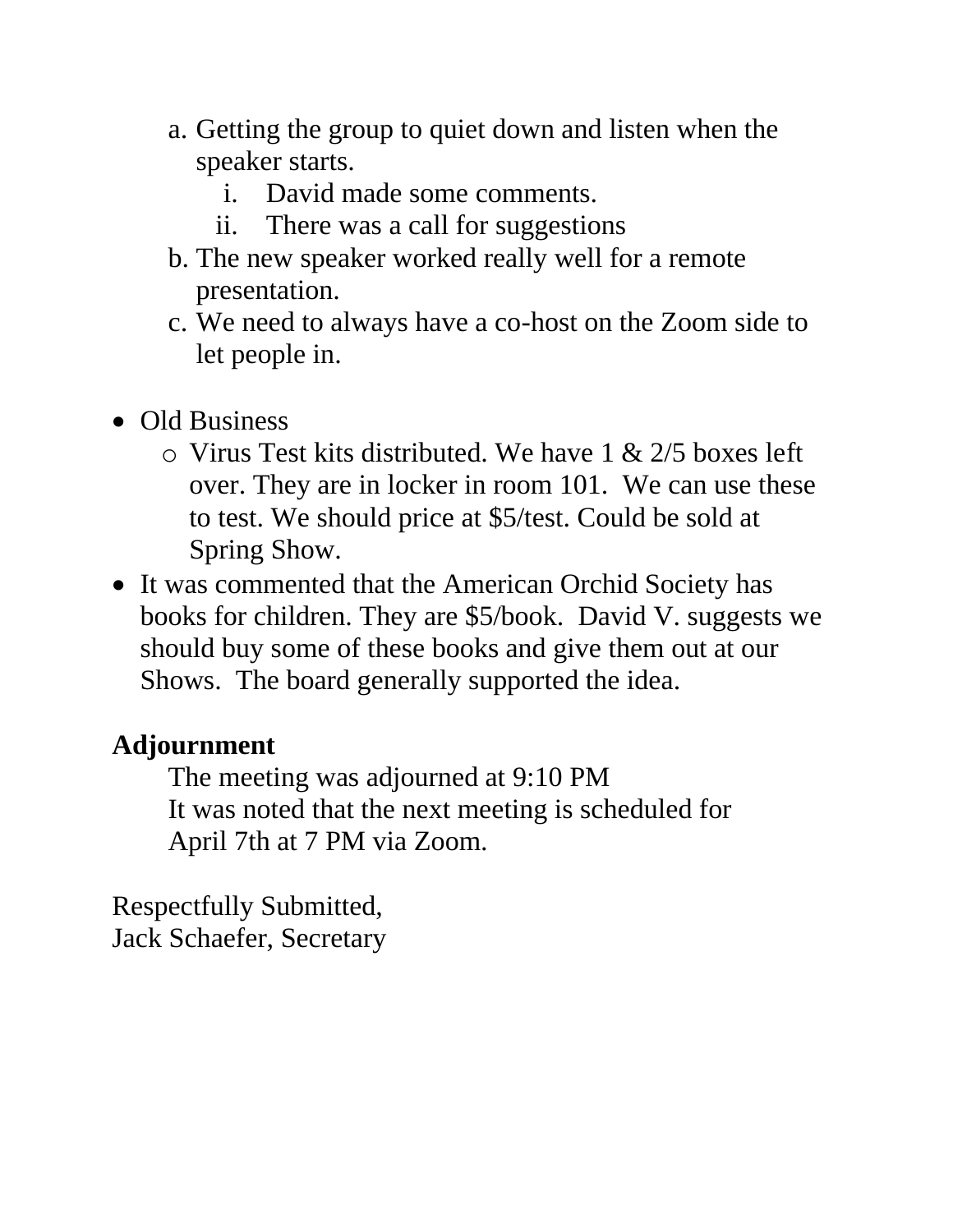a. Getting the group to quiet down and listen when the speaker starts.
      i. David made some comments.
      ii. There was a call for suggestions
   b. The new speaker worked really well for a remote presentation.
   c. We need to always have a co-host on the Zoom side to let people in.

- Old Business
  - Virus Test kits distributed. We have 1 & 2/5 boxes left over. They are in locker in room 101. We can use these to test. We should price at $5/test. Could be sold at Spring Show.
- It was commented that the American Orchid Society has books for children. They are $5/book. David V. suggests we should buy some of these books and give them out at our Shows. The board generally supported the idea.

**Adjournment**

The meeting was adjourned at 9:10 PM
It was noted that the next meeting is scheduled for April 7th at 7 PM via Zoom.

Respectfully Submitted,
Jack Schaefer, Secretary